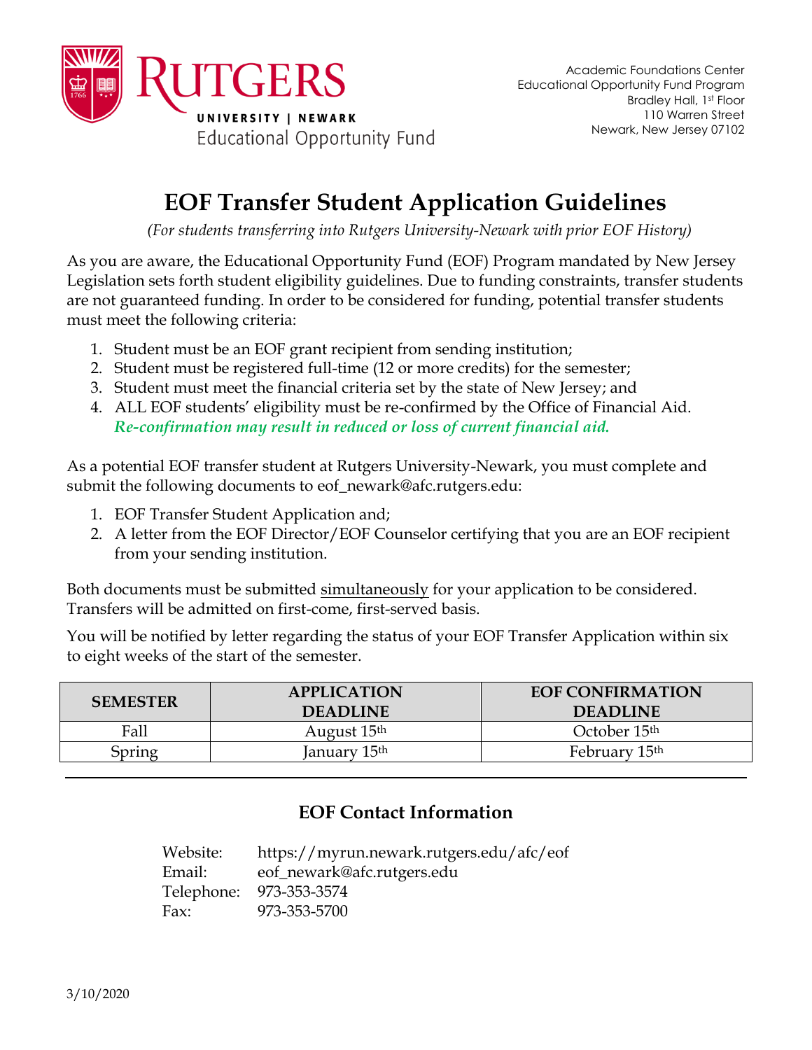Rutgers University | Newark
Educational Opportunity Fund

Academic Foundations Center
Educational Opportunity Fund Program
Bradley Hall, 1st Floor
110 Warren Street
Newark, New Jersey 07102

# EOF Transfer Student Application Guidelines

*(For students transferring into Rutgers University-Newark with prior EOF History)*

As you are aware, the Educational Opportunity Fund (EOF) Program mandated by New Jersey Legislation sets forth student eligibility guidelines. Due to funding constraints, transfer students are not guaranteed funding. In order to be considered for funding, potential transfer students must meet the following criteria:

1. Student must be an EOF grant recipient from sending institution;
2. Student must be registered full-time (12 or more credits) for the semester;
3. Student must meet the financial criteria set by the state of New Jersey; and
4. ALL EOF students' eligibility must be re-confirmed by the Office of Financial Aid. ***Re-confirmation may result in reduced or loss of current financial aid.***

As a potential EOF transfer student at Rutgers University-Newark, you must complete and submit the following documents to eof_newark@afc.rutgers.edu:

1. EOF Transfer Student Application and;
2. A letter from the EOF Director/EOF Counselor certifying that you are an EOF recipient from your sending institution.

Both documents must be submitted simultaneously for your application to be considered. Transfers will be admitted on first-come, first-served basis.

You will be notified by letter regarding the status of your EOF Transfer Application within six to eight weeks of the start of the semester.

| SEMESTER | APPLICATION DEADLINE | EOF CONFIRMATION DEADLINE |
|---|---|---|
| Fall | August 15th | October 15th |
| Spring | January 15th | February 15th |

---

## EOF Contact Information

Website: https://myrun.newark.rutgers.edu/afc/eof
Email: eof_newark@afc.rutgers.edu
Telephone: 973-353-3574
Fax: 973-353-5700

3/10/2020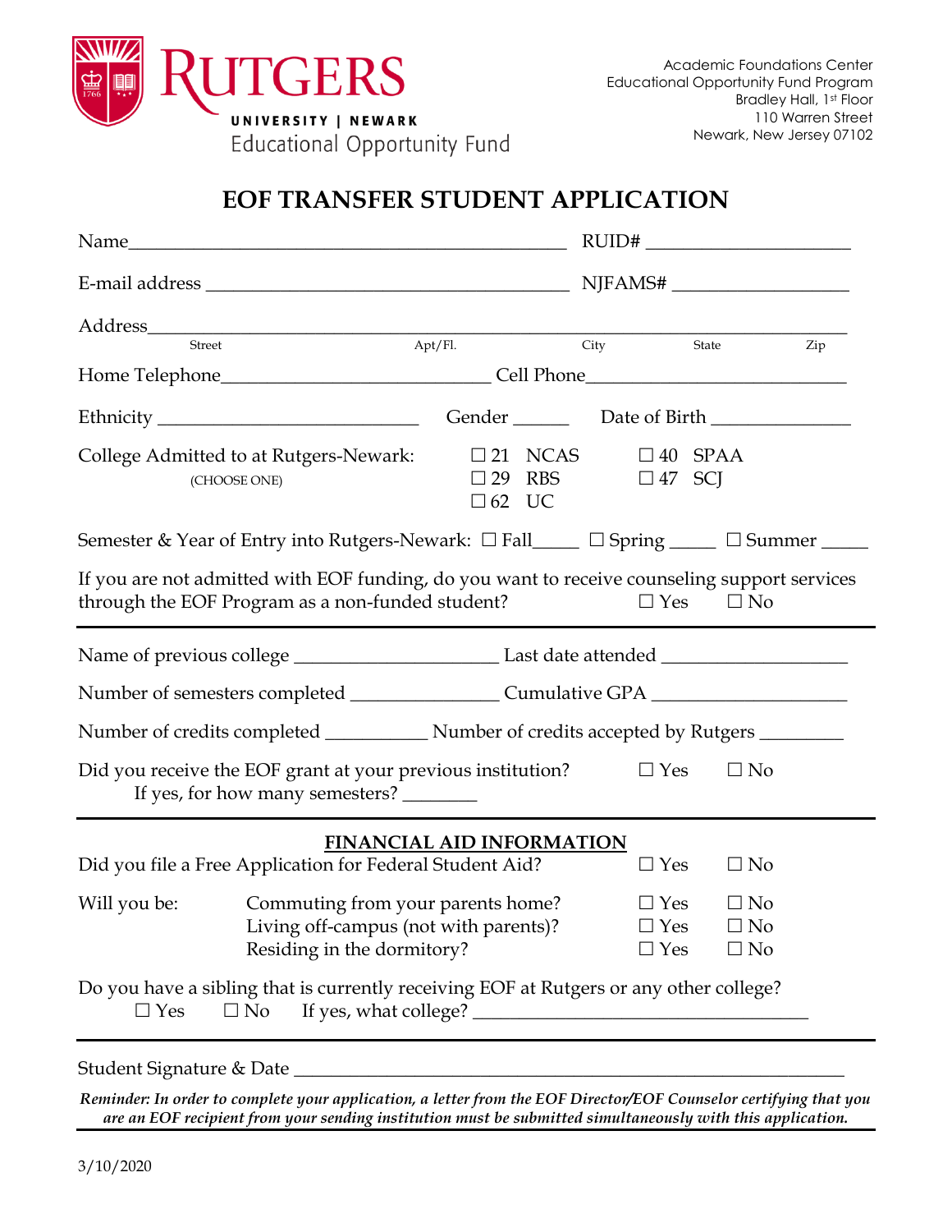RUTGERS
UNIVERSITY | NEWARK
Educational Opportunity Fund

Academic Foundations Center
Educational Opportunity Fund Program
Bradley Hall, 1st Floor
110 Warren Street
Newark, New Jersey 07102

# EOF TRANSFER STUDENT APPLICATION

Name_______________________________________________ RUID# ______________________

E-mail address _______________________________________ NJFAMS# ___________________

Address__________________________________________________________________________
Street Apt/Fl. City State Zip

Home Telephone____________________________ Cell Phone____________________________

Ethnicity ____________________________ Gender ______ Date of Birth _______________

College Admitted to at Rutgers-Newark: (CHOOSE ONE)
☐ 21 NCAS ☐ 40 SPAA
☐ 29 RBS ☐ 47 SCJ
☐ 62 UC

Semester & Year of Entry into Rutgers-Newark: ☐ Fall_____ ☐ Spring _____ ☐ Summer _____

If you are not admitted with EOF funding, do you want to receive counseling support services through the EOF Program as a non-funded student? ☐ Yes ☐ No

---

Name of previous college _____________________ Last date attended ___________________

Number of semesters completed _______________ Cumulative GPA ____________________

Number of credits completed __________ Number of credits accepted by Rutgers ________

Did you receive the EOF grant at your previous institution? ☐ Yes ☐ No
If yes, for how many semesters? ________

---

## FINANCIAL AID INFORMATION

Did you file a Free Application for Federal Student Aid? ☐ Yes ☐ No

Will you be:
- Commuting from your parents home? ☐ Yes ☐ No
- Living off-campus (not with parents)? ☐ Yes ☐ No
- Residing in the dormitory? ☐ Yes ☐ No

Do you have a sibling that is currently receiving EOF at Rutgers or any other college?
☐ Yes ☐ No If yes, what college? __________________________________

---

Student Signature & Date ____________________________________________________________

***Reminder: In order to complete your application, a letter from the EOF Director/EOF Counselor certifying that you are an EOF recipient from your sending institution must be submitted simultaneously with this application.***

3/10/2020